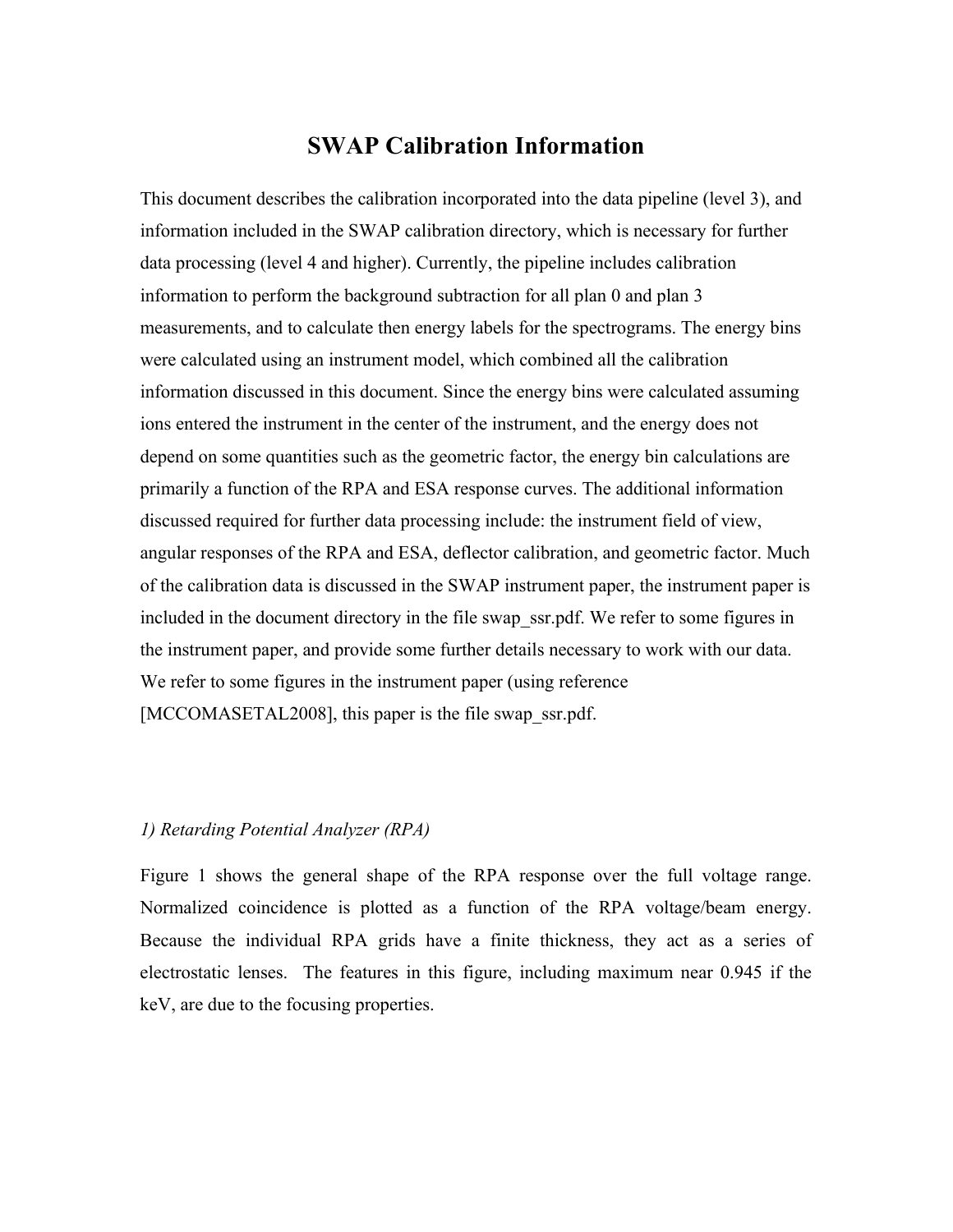# SWAP Calibration Information

This document describes the calibration incorporated into the data pipeline (level 3), and information included in the SWAP calibration directory, which is necessary for further data processing (level 4 and higher). Currently, the pipeline includes calibration information to perform the background subtraction for all plan 0 and plan 3 measurements, and to calculate then energy labels for the spectrograms. The energy bins were calculated using an instrument model, which combined all the calibration information discussed in this document. Since the energy bins were calculated assuming ions entered the instrument in the center of the instrument, and the energy does not depend on some quantities such as the geometric factor, the energy bin calculations are primarily a function of the RPA and ESA response curves. The additional information discussed required for further data processing include: the instrument field of view, angular responses of the RPA and ESA, deflector calibration, and geometric factor. Much of the calibration data is discussed in the SWAP instrument paper, the instrument paper is included in the document directory in the file swap_ssr.pdf. We refer to some figures in the instrument paper, and provide some further details necessary to work with our data. We refer to some figures in the instrument paper (using reference [MCCOMASETAL2008], this paper is the file swap_ssr.pdf.

*1) Retarding Potential Analyzer (RPA)*

Figure 1 shows the general shape of the RPA response over the full voltage range. Normalized coincidence is plotted as a function of the RPA voltage/beam energy. Because the individual RPA grids have a finite thickness, they act as a series of electrostatic lenses. The features in this figure, including maximum near 0.945 if the keV, are due to the focusing properties.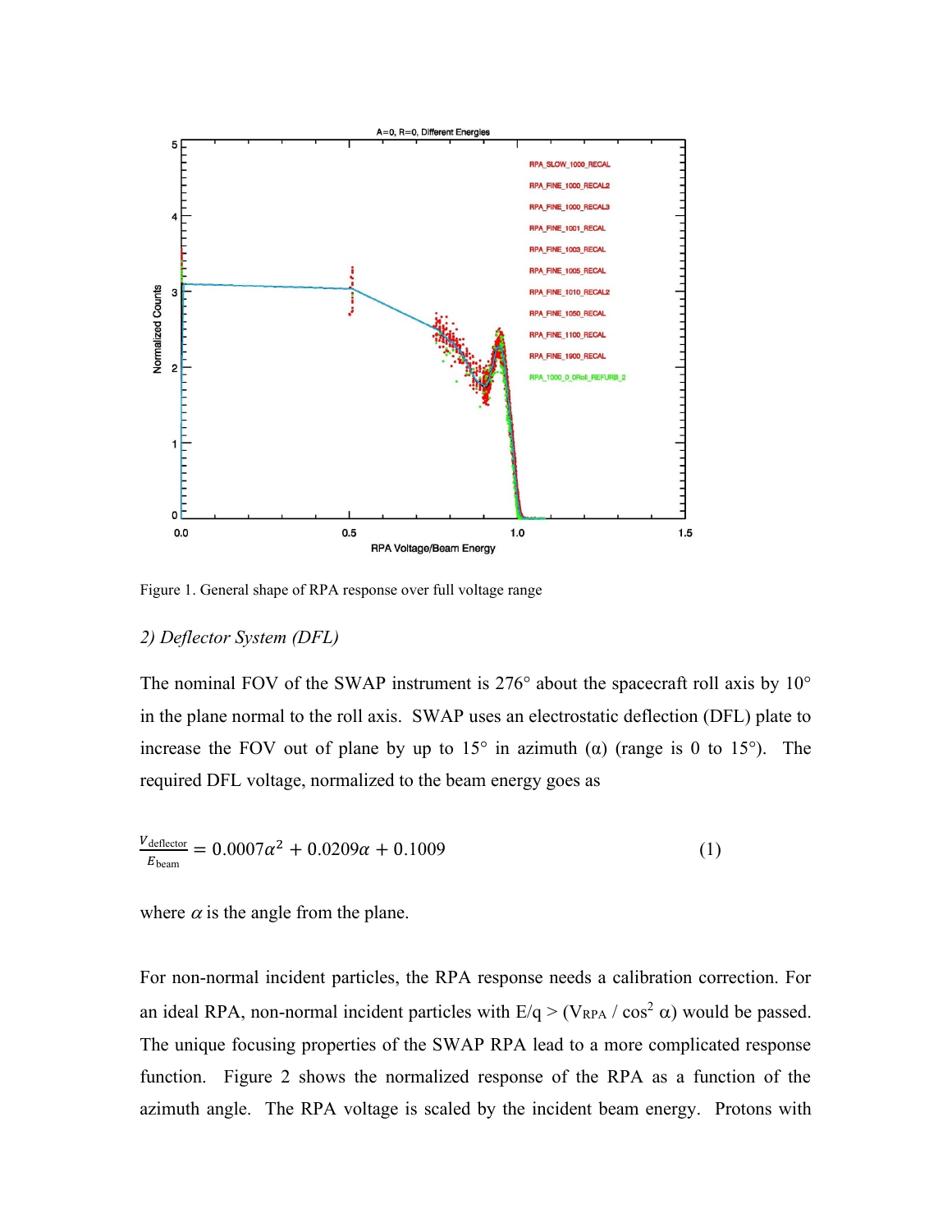Figure 1. General shape of RPA response over full voltage range

*2) Deflector System (DFL)*

The nominal FOV of the SWAP instrument is 276° about the spacecraft roll axis by 10° in the plane normal to the roll axis. SWAP uses an electrostatic deflection (DFL) plate to increase the FOV out of plane by up to 15° in azimuth (α) (range is 0 to 15°). The required DFL voltage, normalized to the beam energy goes as

$$\frac{V_{\text{deflector}}}{E_{\text{beam}}} = 0.0007\alpha^2 + 0.0209\alpha + 0.1009 \qquad (1)$$

where $\alpha$ is the angle from the plane.

For non-normal incident particles, the RPA response needs a calibration correction. For an ideal RPA, non-normal incident particles with $E/q > (V_{RPA} / \cos^2 \alpha)$ would be passed. The unique focusing properties of the SWAP RPA lead to a more complicated response function. Figure 2 shows the normalized response of the RPA as a function of the azimuth angle. The RPA voltage is scaled by the incident beam energy. Protons with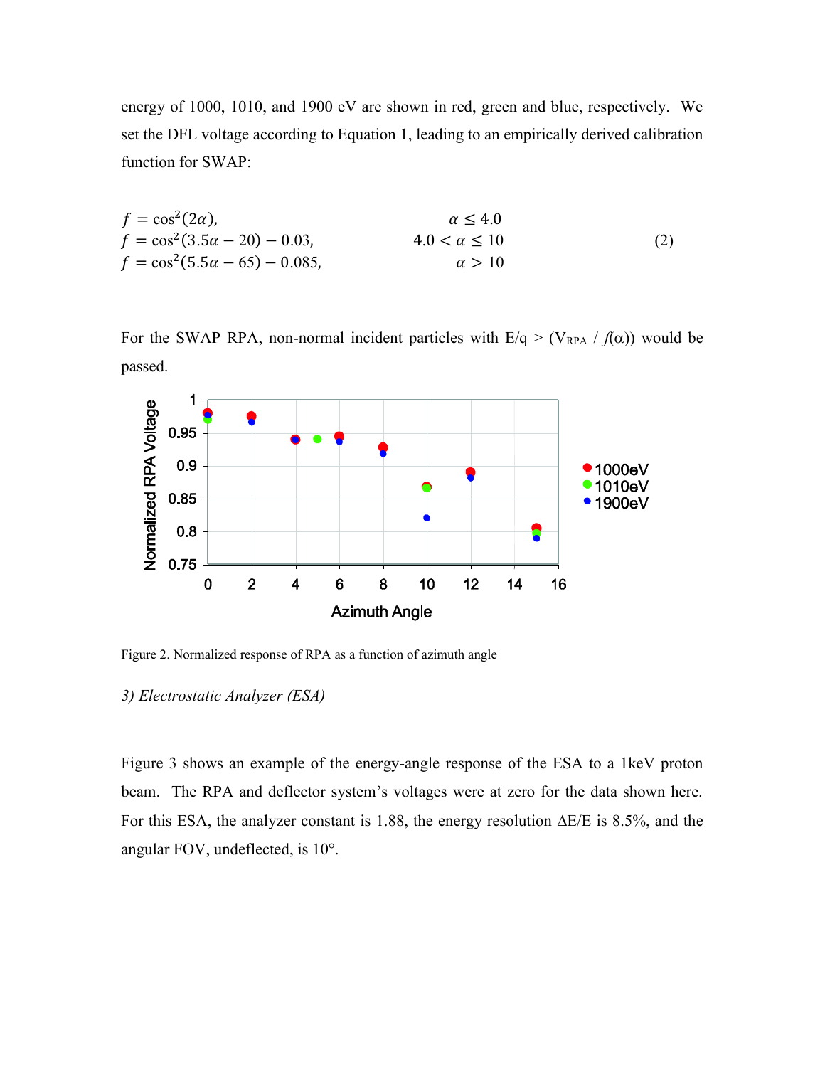energy of 1000, 1010, and 1900 eV are shown in red, green and blue, respectively. We set the DFL voltage according to Equation 1, leading to an empirically derived calibration function for SWAP:

$$
\begin{aligned}
f &= \cos^2(2\alpha), && \alpha \leq 4.0 \\
f &= \cos^2(3.5\alpha - 20) - 0.03, && 4.0 < \alpha \leq 10 \\
f &= \cos^2(5.5\alpha - 65) - 0.085, && \alpha > 10
\end{aligned}
\tag{2}
$$

For the SWAP RPA, non-normal incident particles with $E/q > (V_{RPA} / f(\alpha))$ would be passed.

Figure 2. Normalized response of RPA as a function of azimuth angle

*3) Electrostatic Analyzer (ESA)*

Figure 3 shows an example of the energy-angle response of the ESA to a 1keV proton beam. The RPA and deflector system's voltages were at zero for the data shown here. For this ESA, the analyzer constant is 1.88, the energy resolution $\Delta E/E$ is 8.5%, and the angular FOV, undeflected, is 10°.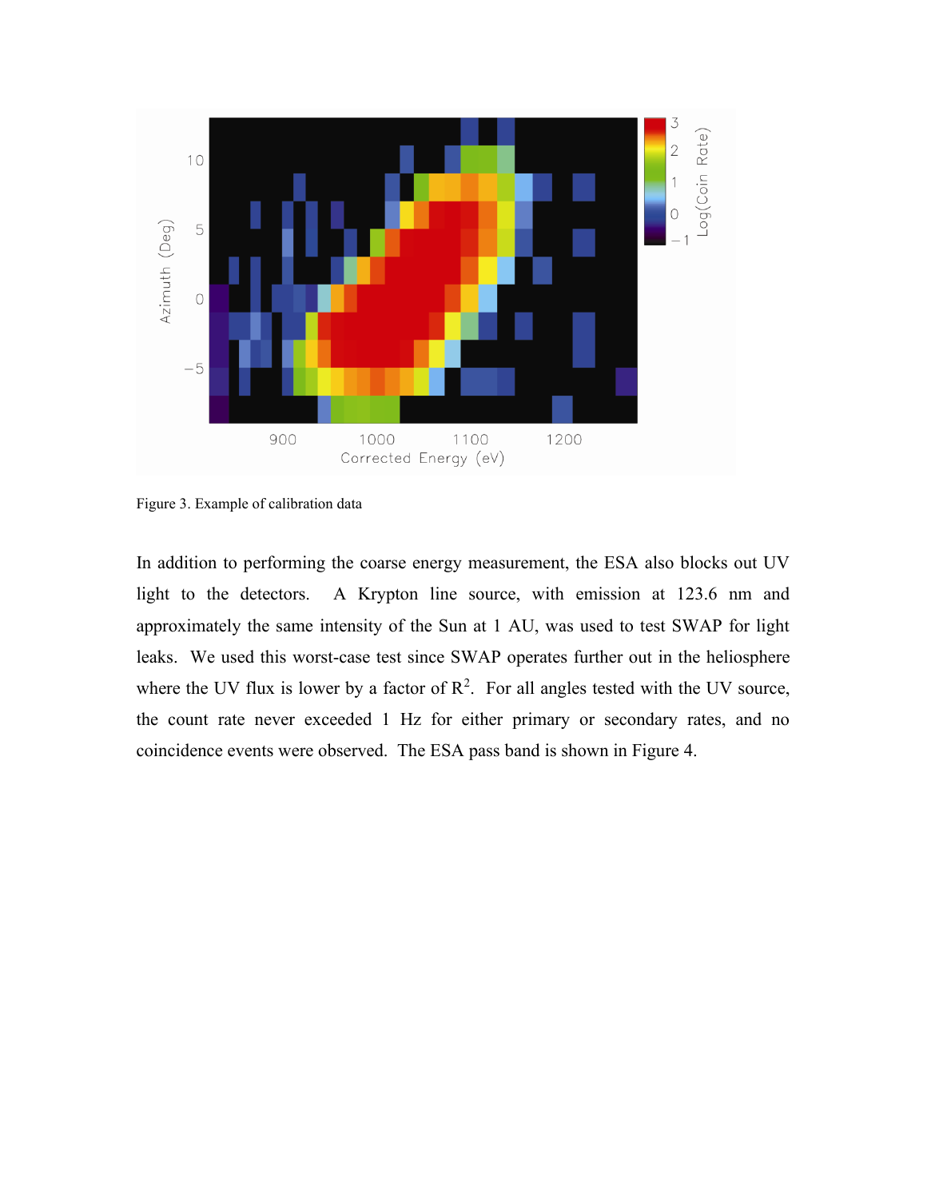Figure 3. Example of calibration data

In addition to performing the coarse energy measurement, the ESA also blocks out UV light to the detectors. A Krypton line source, with emission at 123.6 nm and approximately the same intensity of the Sun at 1 AU, was used to test SWAP for light leaks. We used this worst-case test since SWAP operates further out in the heliosphere where the UV flux is lower by a factor of $R^2$. For all angles tested with the UV source, the count rate never exceeded 1 Hz for either primary or secondary rates, and no coincidence events were observed. The ESA pass band is shown in Figure 4.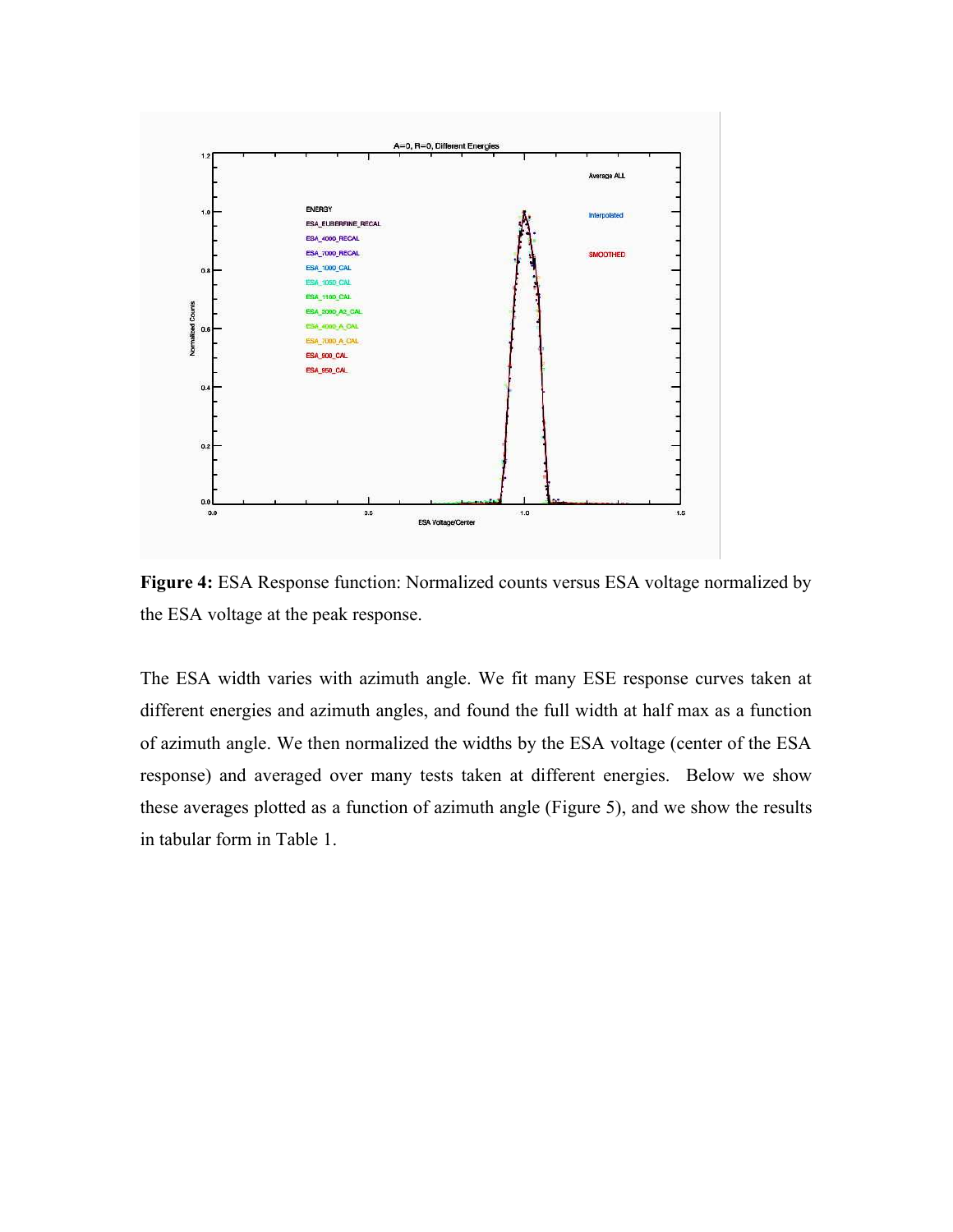**Figure 4:** ESA Response function: Normalized counts versus ESA voltage normalized by the ESA voltage at the peak response.

The ESA width varies with azimuth angle. We fit many ESE response curves taken at different energies and azimuth angles, and found the full width at half max as a function of azimuth angle. We then normalized the widths by the ESA voltage (center of the ESA response) and averaged over many tests taken at different energies. Below we show these averages plotted as a function of azimuth angle (Figure 5), and we show the results in tabular form in Table 1.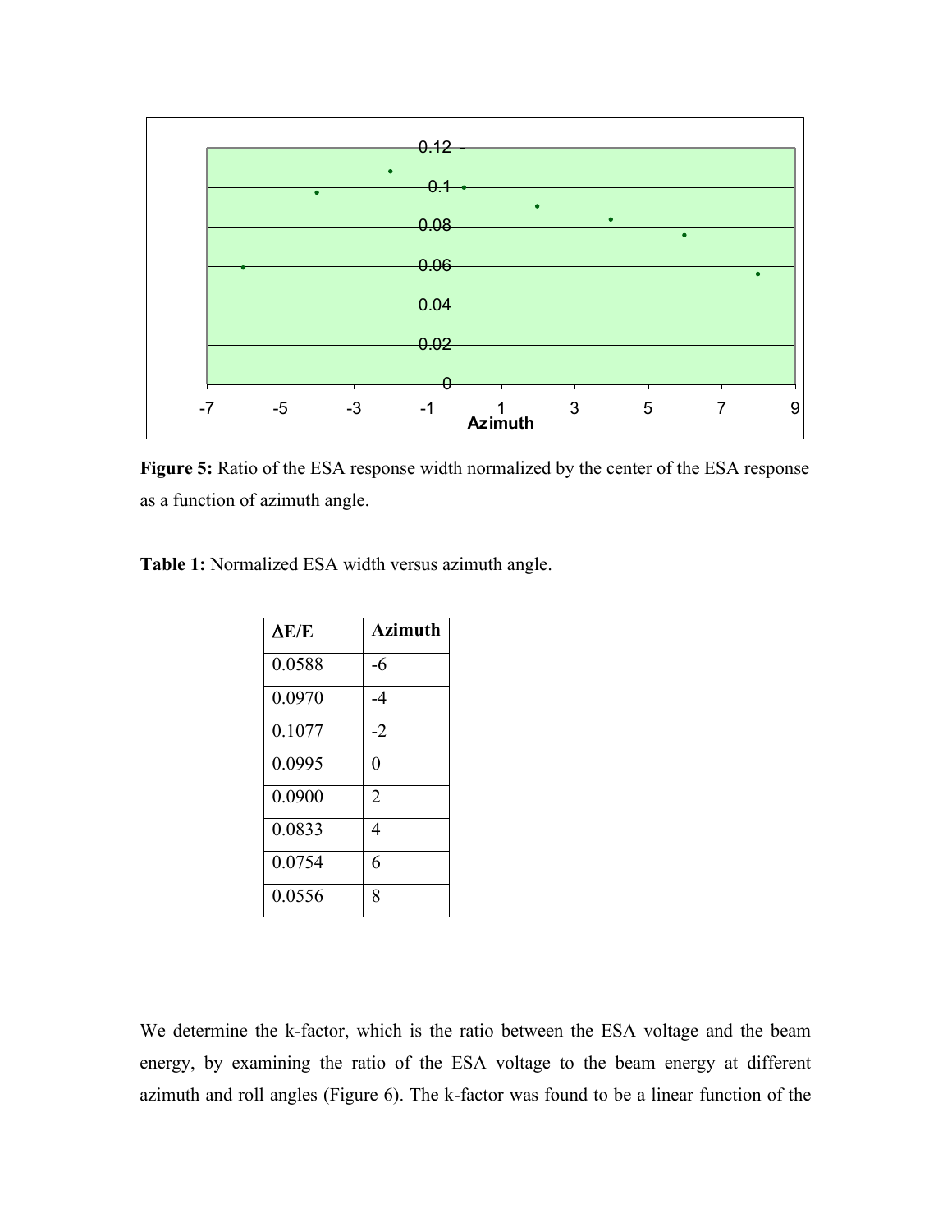**Figure 5:** Ratio of the ESA response width normalized by the center of the ESA response as a function of azimuth angle.

**Table 1:** Normalized ESA width versus azimuth angle.

| ΔE/E | Azimuth |
| --- | --- |
| 0.0588 | -6 |
| 0.0970 | -4 |
| 0.1077 | -2 |
| 0.0995 | 0 |
| 0.0900 | 2 |
| 0.0833 | 4 |
| 0.0754 | 6 |
| 0.0556 | 8 |

We determine the k-factor, which is the ratio between the ESA voltage and the beam energy, by examining the ratio of the ESA voltage to the beam energy at different azimuth and roll angles (Figure 6). The k-factor was found to be a linear function of the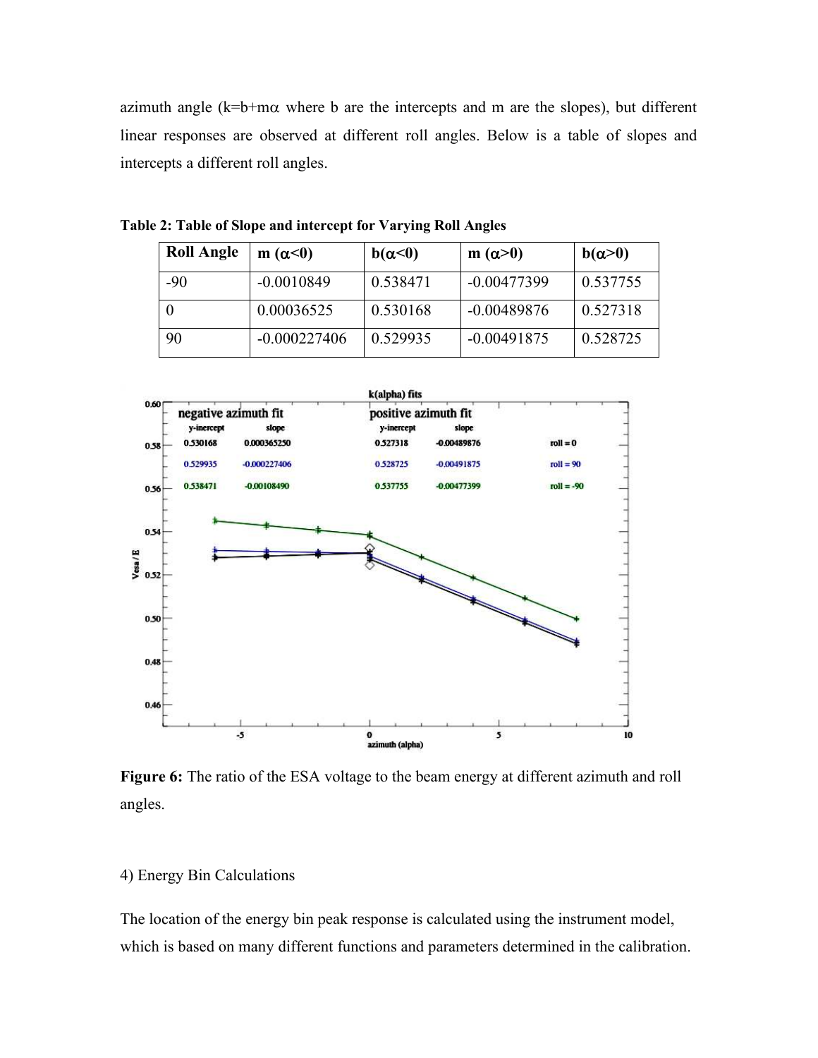azimuth angle ($k=b+m\alpha$ where b are the intercepts and m are the slopes), but different linear responses are observed at different roll angles. Below is a table of slopes and intercepts a different roll angles.

**Table 2: Table of Slope and intercept for Varying Roll Angles**

| Roll Angle | m ($\alpha$<0) | b($\alpha$<0) | m ($\alpha$>0) | b($\alpha$>0) |
|---|---|---|---|---|
| -90 | -0.0010849 | 0.538471 | -0.00477399 | 0.537755 |
| 0 | 0.00036525 | 0.530168 | -0.00489876 | 0.527318 |
| 90 | -0.000227406 | 0.529935 | -0.00491875 | 0.528725 |

**Figure 6:** The ratio of the ESA voltage to the beam energy at different azimuth and roll angles.

4) Energy Bin Calculations

The location of the energy bin peak response is calculated using the instrument model, which is based on many different functions and parameters determined in the calibration.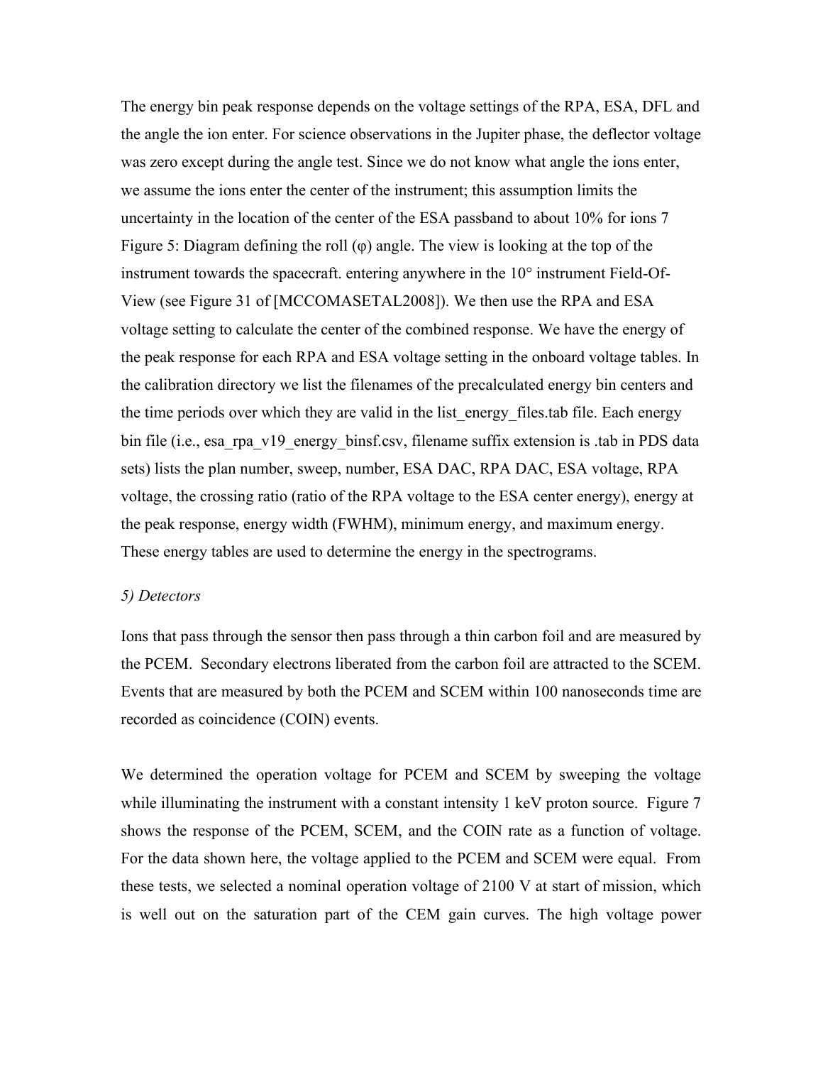The energy bin peak response depends on the voltage settings of the RPA, ESA, DFL and the angle the ion enter. For science observations in the Jupiter phase, the deflector voltage was zero except during the angle test. Since we do not know what angle the ions enter, we assume the ions enter the center of the instrument; this assumption limits the uncertainty in the location of the center of the ESA passband to about 10% for ions entering anywhere in the 10° instrument Field-Of-View (see Figure 31 of [MCCOMASETAL2008]). We then use the RPA and ESA voltage setting to calculate the center of the combined response. We have the energy of the peak response for each RPA and ESA voltage setting in the onboard voltage tables. In the calibration directory we list the filenames of the precalculated energy bin centers and the time periods over which they are valid in the list_energy_files.tab file. Each energy bin file (i.e., esa_rpa_v19_energy_binsf.csv, filename suffix extension is .tab in PDS data sets) lists the plan number, sweep, number, ESA DAC, RPA DAC, ESA voltage, RPA voltage, the crossing ratio (ratio of the RPA voltage to the ESA center energy), energy at the peak response, energy width (FWHM), minimum energy, and maximum energy. These energy tables are used to determine the energy in the spectrograms.

Figure 5: Diagram defining the roll (φ) angle. The view is looking at the top of the instrument towards the spacecraft.

*5) Detectors*

Ions that pass through the sensor then pass through a thin carbon foil and are measured by the PCEM. Secondary electrons liberated from the carbon foil are attracted to the SCEM. Events that are measured by both the PCEM and SCEM within 100 nanoseconds time are recorded as coincidence (COIN) events.

We determined the operation voltage for PCEM and SCEM by sweeping the voltage while illuminating the instrument with a constant intensity 1 keV proton source. Figure 7 shows the response of the PCEM, SCEM, and the COIN rate as a function of voltage. For the data shown here, the voltage applied to the PCEM and SCEM were equal. From these tests, we selected a nominal operation voltage of 2100 V at start of mission, which is well out on the saturation part of the CEM gain curves. The high voltage power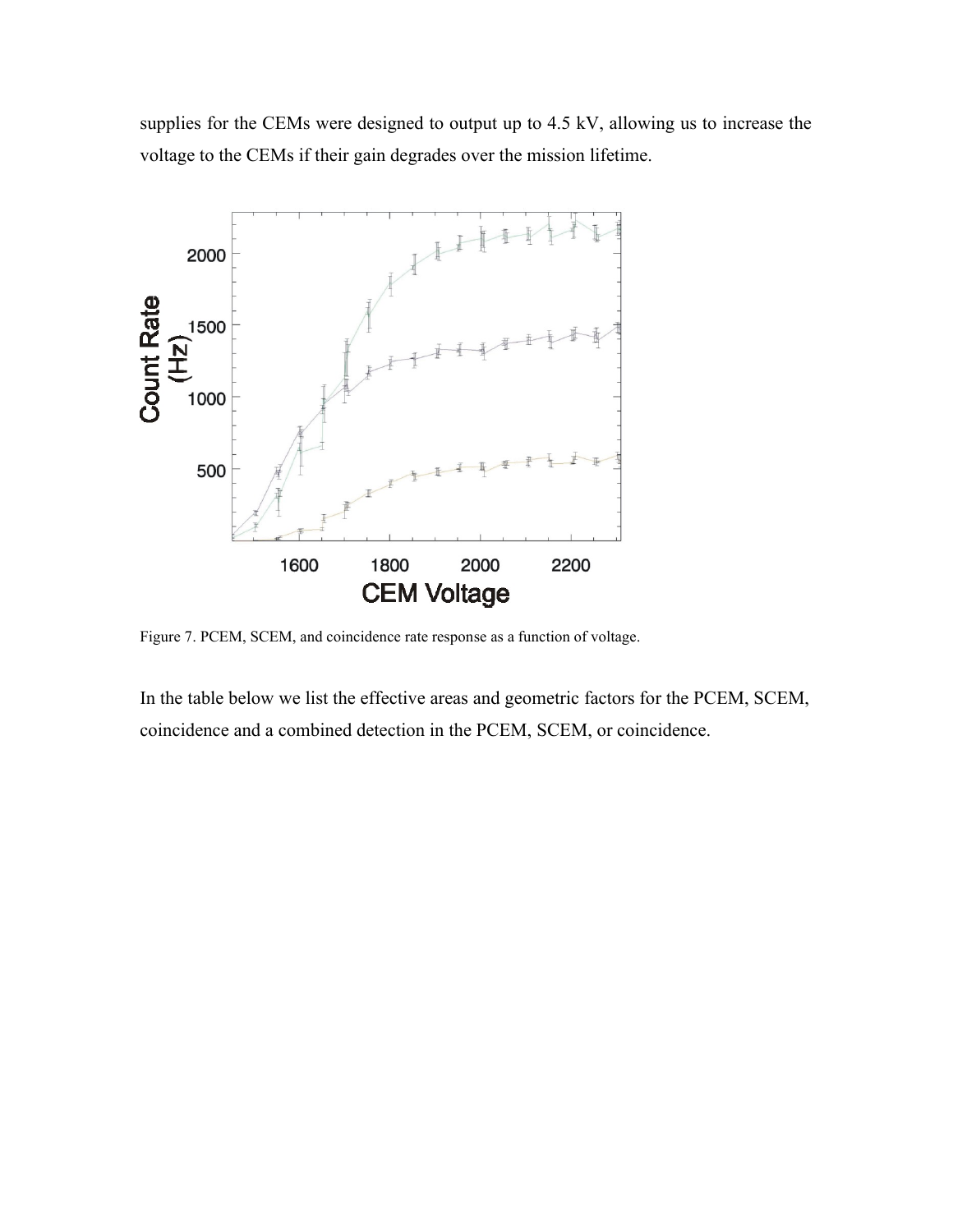supplies for the CEMs were designed to output up to 4.5 kV, allowing us to increase the voltage to the CEMs if their gain degrades over the mission lifetime.

Figure 7. PCEM, SCEM, and coincidence rate response as a function of voltage.

In the table below we list the effective areas and geometric factors for the PCEM, SCEM, coincidence and a combined detection in the PCEM, SCEM, or coincidence.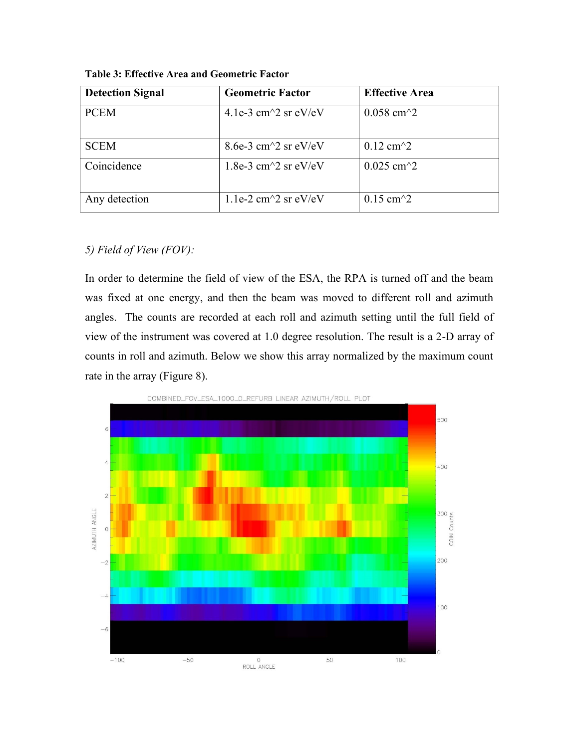**Table 3: Effective Area and Geometric Factor**

| Detection Signal | Geometric Factor | Effective Area |
|---|---|---|
| PCEM | 4.1e-3 cm^2 sr eV/eV | 0.058 cm^2 |
| SCEM | 8.6e-3 cm^2 sr eV/eV | 0.12 cm^2 |
| Coincidence | 1.8e-3 cm^2 sr eV/eV | 0.025 cm^2 |
| Any detection | 1.1e-2 cm^2 sr eV/eV | 0.15 cm^2 |

*5) Field of View (FOV):*

In order to determine the field of view of the ESA, the RPA is turned off and the beam was fixed at one energy, and then the beam was moved to different roll and azimuth angles. The counts are recorded at each roll and azimuth setting until the full field of view of the instrument was covered at 1.0 degree resolution. The result is a 2-D array of counts in roll and azimuth. Below we show this array normalized by the maximum count rate in the array (Figure 8).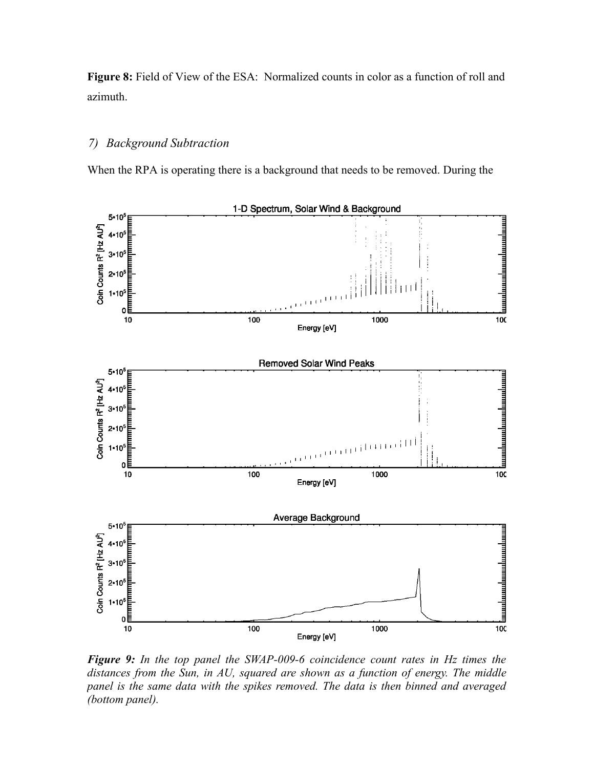**Figure 8:** Field of View of the ESA: Normalized counts in color as a function of roll and azimuth.

### 7) *Background Subtraction*

When the RPA is operating there is a background that needs to be removed. During the

***Figure 9:*** *In the top panel the SWAP-009-6 coincidence count rates in Hz times the distances from the Sun, in AU, squared are shown as a function of energy. The middle panel is the same data with the spikes removed. The data is then binned and averaged (bottom panel).*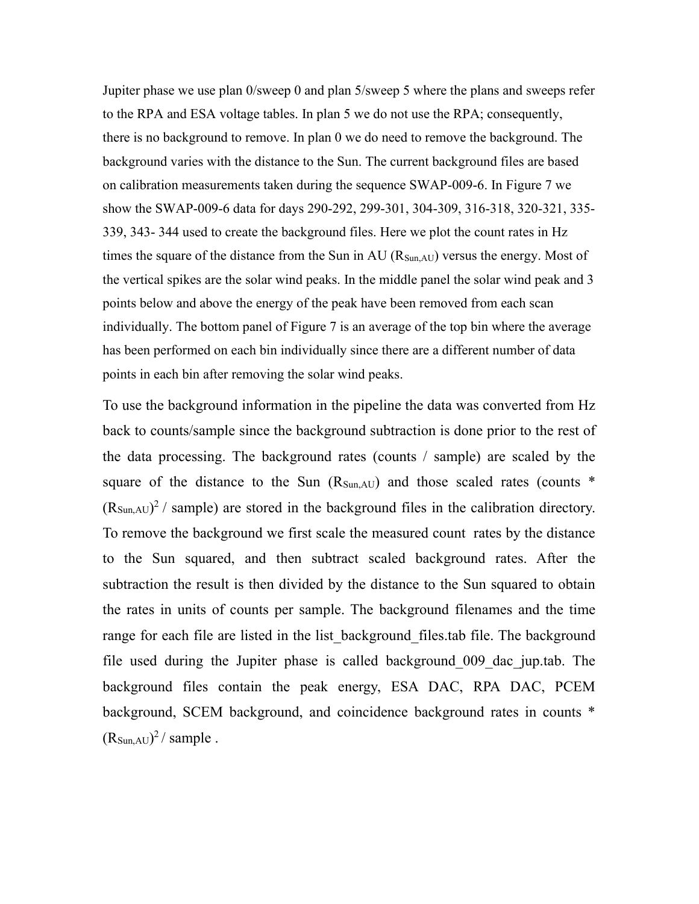Jupiter phase we use plan 0/sweep 0 and plan 5/sweep 5 where the plans and sweeps refer to the RPA and ESA voltage tables. In plan 5 we do not use the RPA; consequently, there is no background to remove. In plan 0 we do need to remove the background. The background varies with the distance to the Sun. The current background files are based on calibration measurements taken during the sequence SWAP-009-6. In Figure 7 we show the SWAP-009-6 data for days 290-292, 299-301, 304-309, 316-318, 320-321, 335-339, 343- 344 used to create the background files. Here we plot the count rates in Hz times the square of the distance from the Sun in AU ($R_{Sun,AU}$) versus the energy. Most of the vertical spikes are the solar wind peaks. In the middle panel the solar wind peak and 3 points below and above the energy of the peak have been removed from each scan individually. The bottom panel of Figure 7 is an average of the top bin where the average has been performed on each bin individually since there are a different number of data points in each bin after removing the solar wind peaks.

To use the background information in the pipeline the data was converted from Hz back to counts/sample since the background subtraction is done prior to the rest of the data processing. The background rates (counts / sample) are scaled by the square of the distance to the Sun ($R_{Sun,AU}$) and those scaled rates (counts * $(R_{Sun,AU})^2$ / sample) are stored in the background files in the calibration directory. To remove the background we first scale the measured count rates by the distance to the Sun squared, and then subtract scaled background rates. After the subtraction the result is then divided by the distance to the Sun squared to obtain the rates in units of counts per sample. The background filenames and the time range for each file are listed in the list_background_files.tab file. The background file used during the Jupiter phase is called background_009_dac_jup.tab. The background files contain the peak energy, ESA DAC, RPA DAC, PCEM background, SCEM background, and coincidence background rates in counts * $(R_{Sun,AU})^2$ / sample .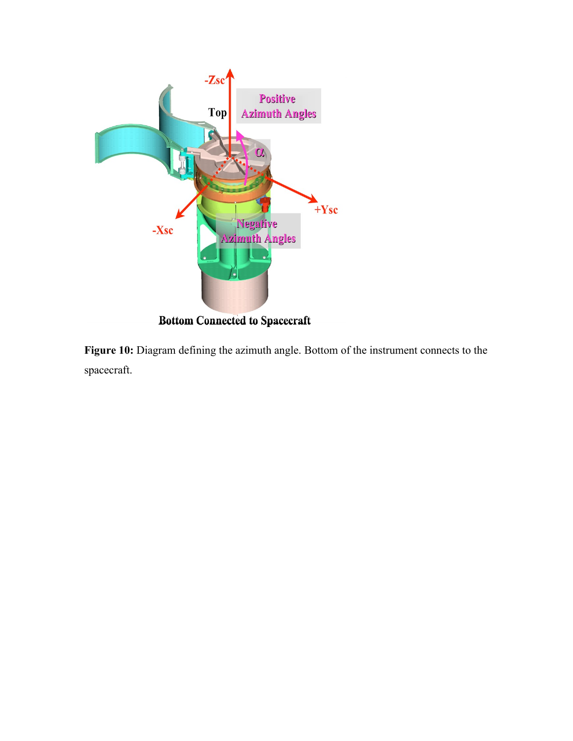**Figure 10:** Diagram defining the azimuth angle. Bottom of the instrument connects to the spacecraft.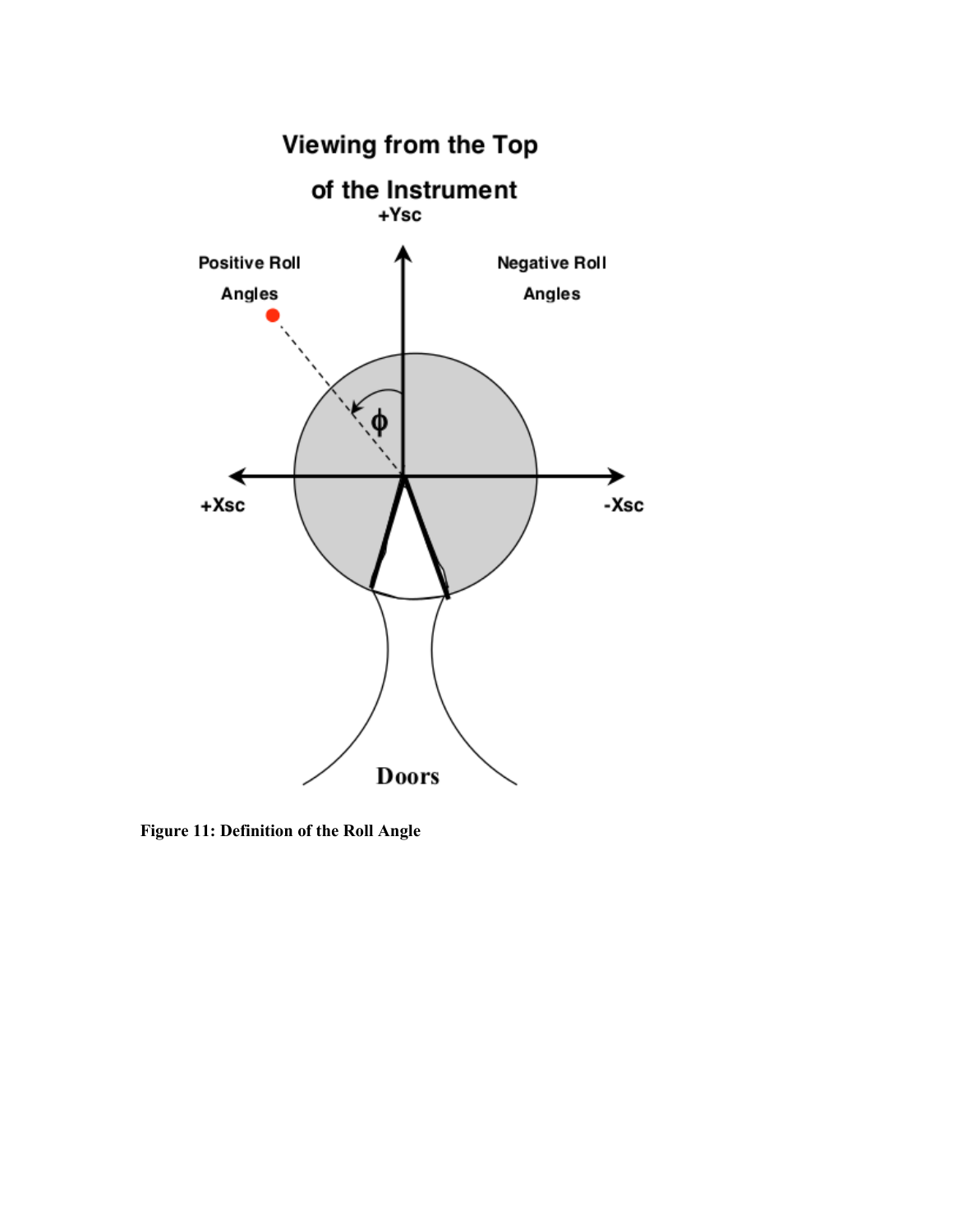Viewing from the Top

of the Instrument

+Ysc

Positive Roll

Angles

Negative Roll

Angles

$\phi$

+Xsc

-Xsc

Doors

**Figure 11: Definition of the Roll Angle**